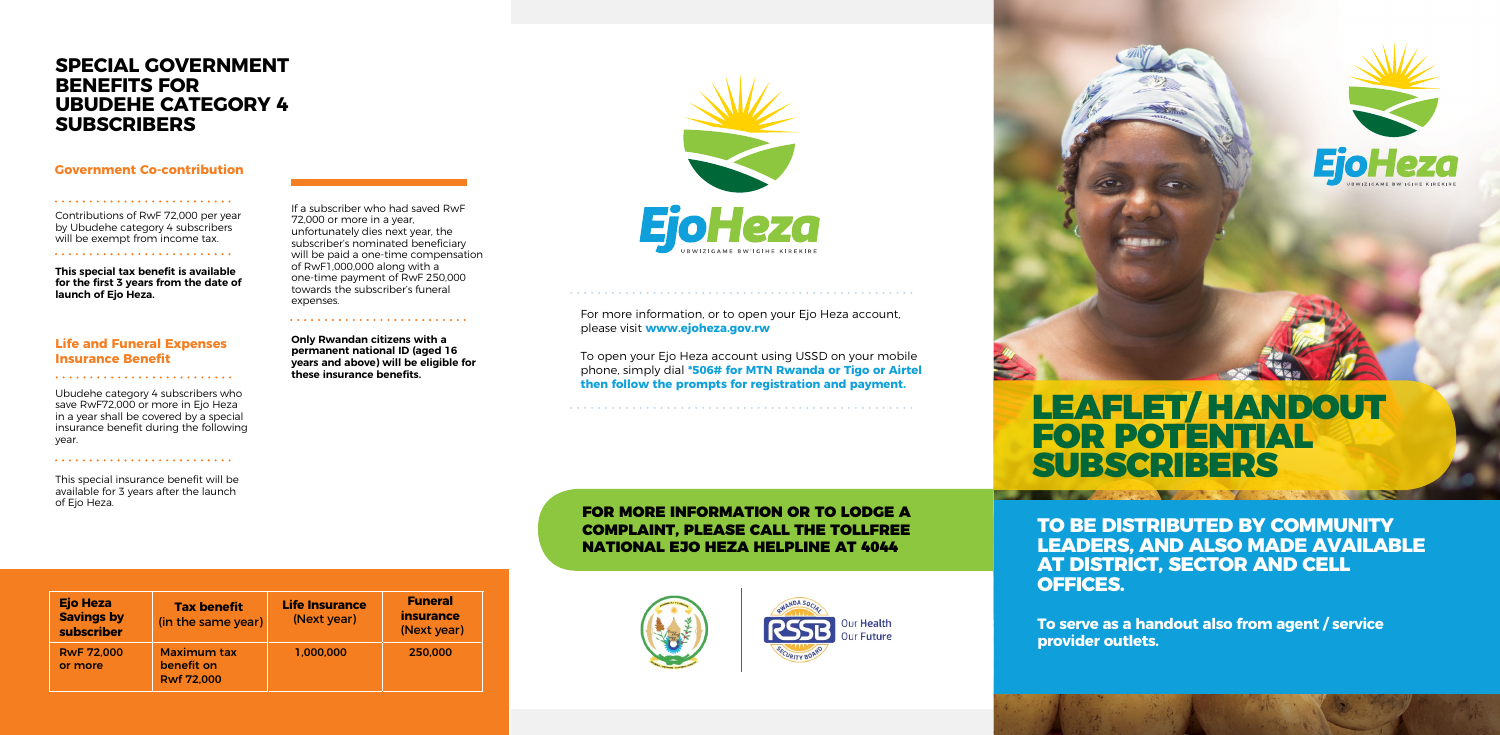# SPECIAL GOVERNMENT BENEFITS FOR UBUDEHE CATEGORY 4 SUBSCRIBERS

## Government Co-contribution

Contributions of RwF 72,000 per year by Ubudehe category 4 subscribers will be exempt from income tax.

**This special tax benefit is available for the first 3 years from the date of launch of Ejo Heza.**

## Life and Funeral Expenses Insurance Benefit

Ubudehe category 4 subscribers who save RwF72,000 or more in Ejo Heza in a year shall be covered by a special insurance benefit during the following year.

This special insurance benefit will be available for 3 years after the launch of Ejo Heza.

If a subscriber who had saved RwF 72,000 or more in a year, unfortunately dies next year, the subscriber's nominated beneficiary will be paid a one-time compensation of RwF1,000,000 along with a one-time payment of RwF 250,000 towards the subscriber's funeral expenses.

**Only Rwandan citizens with a permanent national ID (aged 16 years and above) will be eligible for these insurance benefits.**

| Ejo Heza Savings by subscriber | Tax benefit (in the same year) | Life Insurance (Next year) | Funeral insurance (Next year) |
|---|---|---|---|
| RwF 72,000 or more | Maximum tax benefit on Rwf 72,000 | 1,000,000 | 250,000 |

EjoHeza

UBWIZIGAME BW'IGIHE KIREKIRE

For more information, or to open your Ejo Heza account, please visit **www.ejoheza.gov.rw**

To open your Ejo Heza account using USSD on your mobile phone, simply dial **\*506# for MTN Rwanda or Tigo or Airtel then follow the prompts for registration and payment.**

**FOR MORE INFORMATION OR TO LODGE A COMPLAINT, PLEASE CALL THE TOLLFREE NATIONAL EJO HEZA HELPLINE AT 4044**

RSSB Our Health Our Future

EjoHeza

UBWIZIGAME BW'IGIHE KIREKIRE

# LEAFLET/ HANDOUT FOR POTENTIAL SUBSCRIBERS

**TO BE DISTRIBUTED BY COMMUNITY LEADERS, AND ALSO MADE AVAILABLE AT DISTRICT, SECTOR AND CELL OFFICES.**

**To serve as a handout also from agent / service provider outlets.**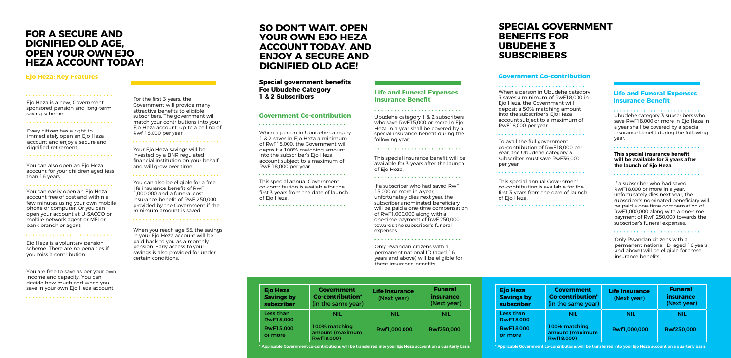# FOR A SECURE AND DIGNIFIED OLD AGE, OPEN YOUR OWN EJO HEZA ACCOUNT TODAY!

### Ejo Heza: Key Features

Ejo Heza is a new, Government sponsored pension and long-term saving scheme.

Every citizen has a right to immediately open an Ejo Heza account and enjoy a secure and dignified retirement.

You can also open an Ejo Heza account for your children aged less than 16 years.

You can easily open an Ejo Heza account free of cost and within a few minutes using your own mobile phone or computer. Or you can open your account at U-SACCO or mobile network agent or MFI or bank branch or agent.

Ejo Heza is a voluntary pension scheme. There are no penalties if you miss a contribution.

You are free to save as per your own income and capacity. You can decide how much and when you save in your own Ejo Heza account.

For the first 3 years, the Government will provide many attractive benefits to eligible subscribers. The government will match your contributions into your Ejo Heza account, up to a ceiling of Rwf 18,000 per year.

Your Ejo Heza savings will be invested by a BNR regulated financial institution on your behalf and will grow over time.

You can also be eligible for a free life insurance benefit of RwF 1,000,000 and a funeral cost insurance benefit of RwF 250,000 provided by the Government if the minimum amount is saved.

When you reach age 55, the savings in your Ejo Heza account will be paid back to you as a monthly pension. Early access to your savings is also provided for under certain conditions.

# SO DON'T WAIT. OPEN YOUR OWN EJO HEZA ACCOUNT TODAY. AND ENJOY A SECURE AND DIGNIFIED OLD AGE!

### Special government benefits For Ubudehe Category 1 & 2 Subscribers

### Government Co-contribution

When a person in Ubudehe category 1 & 2 saves in Ejo Heza a minimum of RwF15,000, the Government will deposit a 100% matching amount into the subscriber's Ejo Heza account subject to a maximum of RwF 18,000 per year.

This special annual Government co-contribution is available for the first 3 years from the date of launch of Ejo Heza.

### Life and Funeral Expenses Insurance Benefit

Ubudehe category 1 & 2 subscribers who save RwF15,000 or more in Ejo Heza in a year shall be covered by a special insurance benefit during the following year.

This special insurance benefit will be available for 3 years after the launch of Ejo Heza.

If a subscriber who had saved RwF 15,000 or more in a year, unfortunately dies next year, the subscriber's nominated beneficiary will be paid a one-time compensation of RwF1,000,000 along with a one-time payment of RwF 250,000 towards the subscriber's funeral expenses.

Only Rwandan citizens with a permanent national ID (aged 16 years and above) will be eligible for these insurance benefits.

| Ejo Heza Savings by subscriber | Government Co-contribution* (in the same year) | Life Insurance (Next year) | Funeral insurance (Next year) |
|---|---|---|---|
| Less than RwF15,000 | NIL | NIL | NIL |
| RwF15,000 or more | 100% matching amount (maximum RwF18,000) | Rwf1,000,000 | Rwf250,000 |

\* Applicable Government co-contributions will be transferred into your Ejo Heza account on a quarterly basis

# SPECIAL GOVERNMENT BENEFITS FOR UBUDEHE 3 SUBSCRIBERS

### Government Co-contribution

When a person in Ubudehe category 3 saves a minimum of RwF18,000 in Ejo Heza, the Government will deposit a 50% matching amount into the subscriber's Ejo Heza account subject to a maximum of RwF18,000 per year.

To avail the full government co-contribution of RwF18,000 per year, the Ubudehe category 3 subscriber must save RwF36,000 per year.

This special annual Government co-contribution is available for the first 3 years from the date of launch of Ejo Heza.

### Life and Funeral Expenses Insurance Benefit

Ubudehe category 3 subscribers who save RwF18,000 or more in Ejo Heza in a year shall be covered by a special insurance benefit during the following year.

**This special insurance benefit will be available for 3 years after the launch of Ejo Heza.**

If a subscriber who had saved RwF18,000 or more in a year, unfortunately dies next year, the subscriber's nominated beneficiary will be paid a one-time compensation of RwF1,000,000 along with a one-time payment of RwF 250,000 towards the subscriber's funeral expenses.

Only Rwandan citizens with a permanent national ID (aged 16 years and above) will be eligible for these insurance benefits.

| Ejo Heza Savings by subscriber | Government Co-contribution* (in the same year) | Life Insurance (Next year) | Funeral insurance (Next year) |
|---|---|---|---|
| Less than RwF18,000 | NIL | NIL | NIL |
| RwF18,000 or more | 100% matching amount (maximum RwF18,000) | Rwf1,000,000 | Rwf250,000 |

\* Applicable Government co-contributions will be transferred into your Ejo Heza account on a quarterly basis